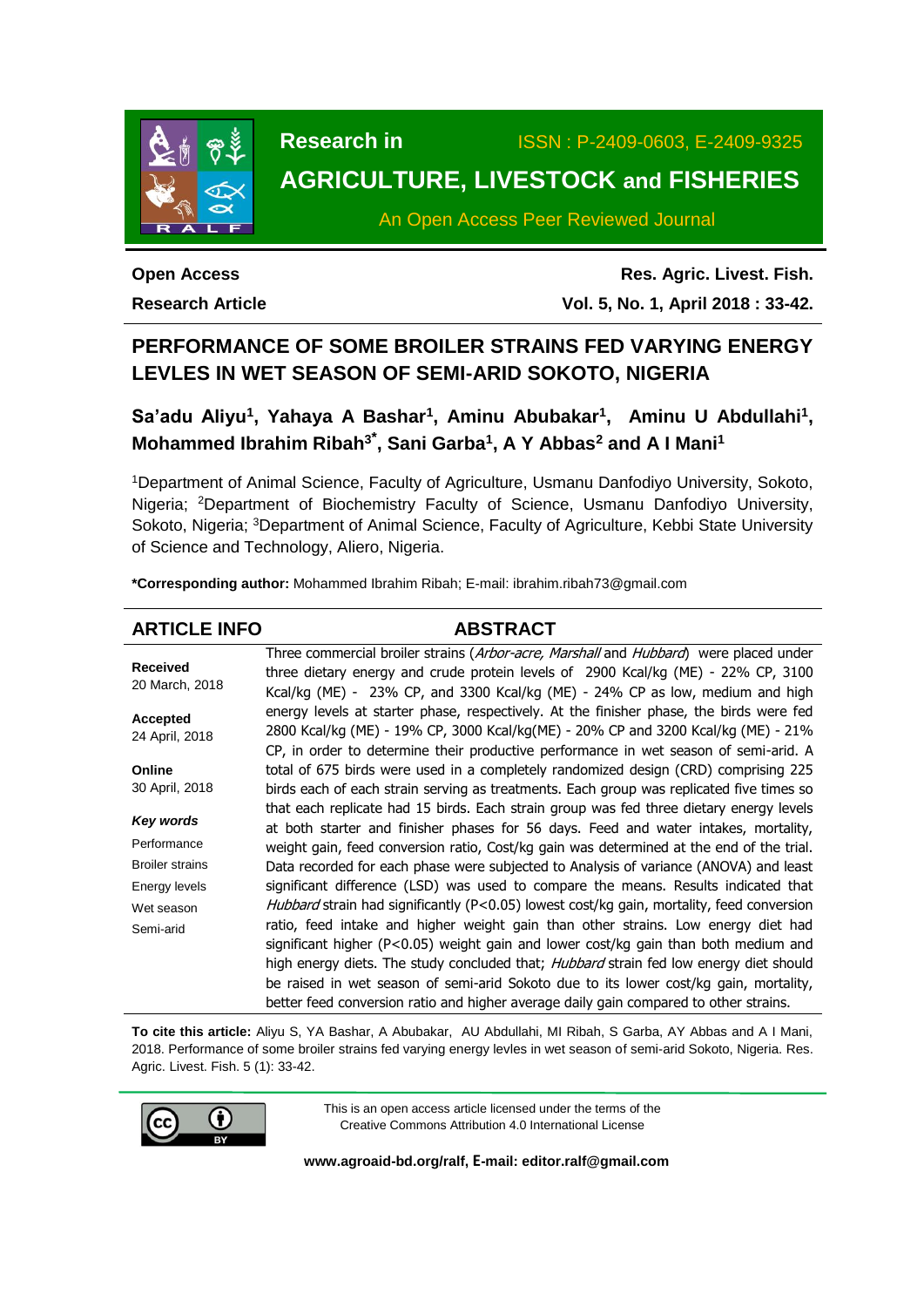**Research in**

ISSN : P-2409-0603, E-2409-9325

**AGRICULTURE, LIVESTOCK and FISHERIES**

An Open Access Peer Reviewed Journal

**Open Access**

**Research Article**

**Res. Agric. Livest. Fish.**

**Vol. 5, No. 1, April 2018 : 33-42.**

# PERFORMANCE OF SOME BROILER STRAINS FED VARYING ENERGY LEVLES IN WET SEASON OF SEMI-ARID SOKOTO, NIGERIA

**Sa'adu Aliyu[1], Yahaya A Bashar[1], Aminu Abubakar[1], Aminu U Abdullahi[1], Mohammed Ibrahim Ribah[3*], Sani Garba[1], A Y Abbas[2] and A I Mani[1]**

[1]Department of Animal Science, Faculty of Agriculture, Usmanu Danfodiyo University, Sokoto, Nigeria; [2]Department of Biochemistry Faculty of Science, Usmanu Danfodiyo University, Sokoto, Nigeria; [3]Department of Animal Science, Faculty of Agriculture, Kebbi State University of Science and Technology, Aliero, Nigeria.

**\*Corresponding author:** Mohammed Ibrahim Ribah; E-mail: ibrahim.ribah73@gmail.com

## ARTICLE INFO

**Received**
20 March, 2018

**Accepted**
24 April, 2018

**Online**
30 April, 2018

***Key words***

Performance
Broiler strains
Energy levels
Wet season
Semi-arid

## ABSTRACT

Three commercial broiler strains (*Arbor-acre, Marshall* and *Hubbard*) were placed under three dietary energy and crude protein levels of 2900 Kcal/kg (ME) - 22% CP, 3100 Kcal/kg (ME) - 23% CP, and 3300 Kcal/kg (ME) - 24% CP as low, medium and high energy levels at starter phase, respectively. At the finisher phase, the birds were fed 2800 Kcal/kg (ME) - 19% CP, 3000 Kcal/kg(ME) - 20% CP and 3200 Kcal/kg (ME) - 21% CP, in order to determine their productive performance in wet season of semi-arid. A total of 675 birds were used in a completely randomized design (CRD) comprising 225 birds each of each strain serving as treatments. Each group was replicated five times so that each replicate had 15 birds. Each strain group was fed three dietary energy levels at both starter and finisher phases for 56 days. Feed and water intakes, mortality, weight gain, feed conversion ratio, Cost/kg gain was determined at the end of the trial. Data recorded for each phase were subjected to Analysis of variance (ANOVA) and least significant difference (LSD) was used to compare the means. Results indicated that *Hubbard* strain had significantly ($P<0.05$) lowest cost/kg gain, mortality, feed conversion ratio, feed intake and higher weight gain than other strains. Low energy diet had significant higher ($P<0.05$) weight gain and lower cost/kg gain than both medium and high energy diets. The study concluded that; *Hubbard* strain fed low energy diet should be raised in wet season of semi-arid Sokoto due to its lower cost/kg gain, mortality, better feed conversion ratio and higher average daily gain compared to other strains.

**To cite this article:** Aliyu S, YA Bashar, A Abubakar, AU Abdullahi, MI Ribah, S Garba, AY Abbas and A I Mani, 2018. Performance of some broiler strains fed varying energy levles in wet season of semi-arid Sokoto, Nigeria. Res. Agric. Livest. Fish. 5 (1): 33-42.

This is an open access article licensed under the terms of the Creative Commons Attribution 4.0 International License

**www.agroaid-bd.org/ralf, E-mail: editor.ralf@gmail.com**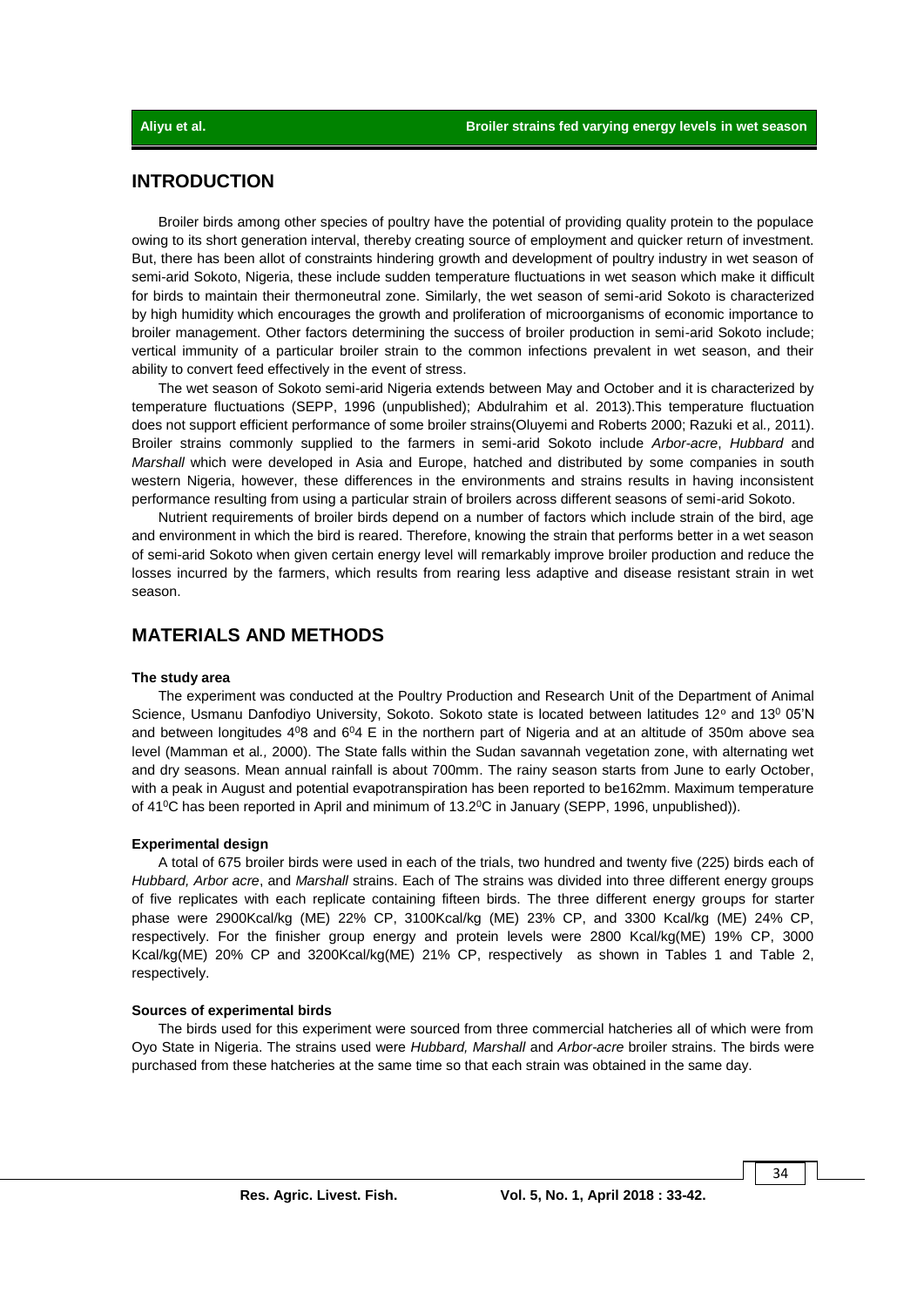## INTRODUCTION

Broiler birds among other species of poultry have the potential of providing quality protein to the populace owing to its short generation interval, thereby creating source of employment and quicker return of investment. But, there has been allot of constraints hindering growth and development of poultry industry in wet season of semi-arid Sokoto, Nigeria, these include sudden temperature fluctuations in wet season which make it difficult for birds to maintain their thermoneutral zone. Similarly, the wet season of semi-arid Sokoto is characterized by high humidity which encourages the growth and proliferation of microorganisms of economic importance to broiler management. Other factors determining the success of broiler production in semi-arid Sokoto include; vertical immunity of a particular broiler strain to the common infections prevalent in wet season, and their ability to convert feed effectively in the event of stress.

The wet season of Sokoto semi-arid Nigeria extends between May and October and it is characterized by temperature fluctuations (SEPP, 1996 (unpublished); Abdulrahim et al. 2013).This temperature fluctuation does not support efficient performance of some broiler strains(Oluyemi and Roberts 2000; Razuki et al*.,* 2011). Broiler strains commonly supplied to the farmers in semi-arid Sokoto include *Arbor-acre*, *Hubbard* and *Marshall* which were developed in Asia and Europe, hatched and distributed by some companies in south western Nigeria, however, these differences in the environments and strains results in having inconsistent performance resulting from using a particular strain of broilers across different seasons of semi-arid Sokoto.

Nutrient requirements of broiler birds depend on a number of factors which include strain of the bird, age and environment in which the bird is reared. Therefore, knowing the strain that performs better in a wet season of semi-arid Sokoto when given certain energy level will remarkably improve broiler production and reduce the losses incurred by the farmers, which results from rearing less adaptive and disease resistant strain in wet season.

## MATERIALS AND METHODS

### The study area

The experiment was conducted at the Poultry Production and Research Unit of the Department of Animal Science, Usmanu Danfodiyo University, Sokoto. Sokoto state is located between latitudes 12° and 13° 05'N and between longitudes 4°8 and 6°4 E in the northern part of Nigeria and at an altitude of 350m above sea level (Mamman et al*.,* 2000). The State falls within the Sudan savannah vegetation zone, with alternating wet and dry seasons. Mean annual rainfall is about 700mm. The rainy season starts from June to early October, with a peak in August and potential evapotranspiration has been reported to be162mm. Maximum temperature of 41°C has been reported in April and minimum of 13.2°C in January (SEPP, 1996, unpublished)).

### Experimental design

A total of 675 broiler birds were used in each of the trials, two hundred and twenty five (225) birds each of *Hubbard, Arbor acre*, and *Marshall* strains. Each of The strains was divided into three different energy groups of five replicates with each replicate containing fifteen birds. The three different energy groups for starter phase were 2900Kcal/kg (ME) 22% CP, 3100Kcal/kg (ME) 23% CP, and 3300 Kcal/kg (ME) 24% CP, respectively. For the finisher group energy and protein levels were 2800 Kcal/kg(ME) 19% CP, 3000 Kcal/kg(ME) 20% CP and 3200Kcal/kg(ME) 21% CP, respectively as shown in Tables 1 and Table 2, respectively.

### Sources of experimental birds

The birds used for this experiment were sourced from three commercial hatcheries all of which were from Oyo State in Nigeria. The strains used were *Hubbard, Marshall* and *Arbor-acre* broiler strains. The birds were purchased from these hatcheries at the same time so that each strain was obtained in the same day.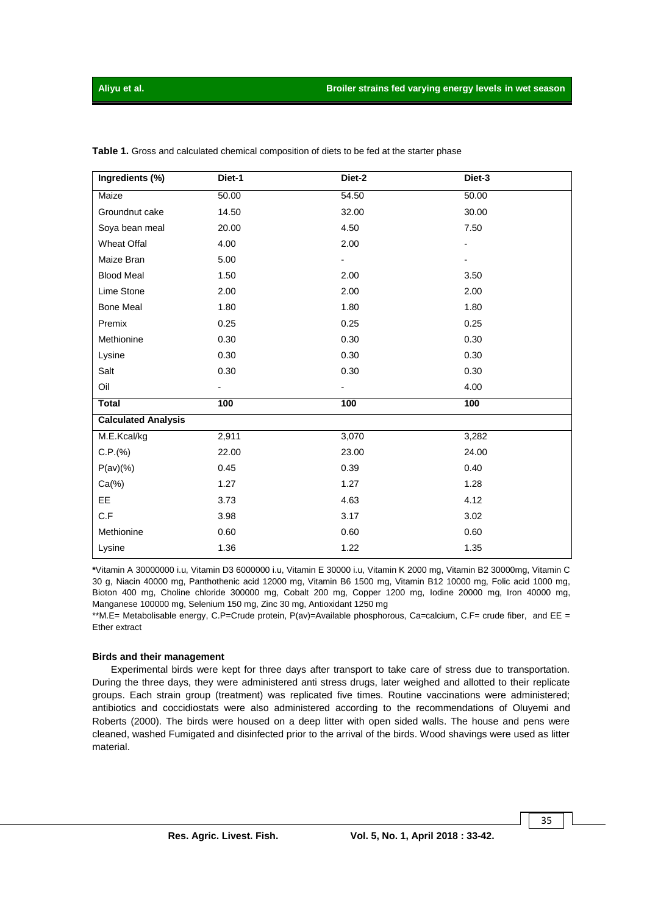**Table 1.** Gross and calculated chemical composition of diets to be fed at the starter phase

| Ingredients (%) | Diet-1 | Diet-2 | Diet-3 |
|---|---|---|---|
| Maize | 50.00 | 54.50 | 50.00 |
| Groundnut cake | 14.50 | 32.00 | 30.00 |
| Soya bean meal | 20.00 | 4.50 | 7.50 |
| Wheat Offal | 4.00 | 2.00 | - |
| Maize Bran | 5.00 | - | - |
| Blood Meal | 1.50 | 2.00 | 3.50 |
| Lime Stone | 2.00 | 2.00 | 2.00 |
| Bone Meal | 1.80 | 1.80 | 1.80 |
| Premix | 0.25 | 0.25 | 0.25 |
| Methionine | 0.30 | 0.30 | 0.30 |
| Lysine | 0.30 | 0.30 | 0.30 |
| Salt | 0.30 | 0.30 | 0.30 |
| Oil | - | - | 4.00 |
| **Total** | **100** | **100** | **100** |
| **Calculated Analysis** | | | |
| M.E.Kcal/kg | 2,911 | 3,070 | 3,282 |
| C.P.(%) | 22.00 | 23.00 | 24.00 |
| P(av)(%) | 0.45 | 0.39 | 0.40 |
| Ca(%) | 1.27 | 1.27 | 1.28 |
| EE | 3.73 | 4.63 | 4.12 |
| C.F | 3.98 | 3.17 | 3.02 |
| Methionine | 0.60 | 0.60 | 0.60 |
| Lysine | 1.36 | 1.22 | 1.35 |

*Vitamin A 30000000 i.u, Vitamin D3 6000000 i.u, Vitamin E 30000 i.u, Vitamin K 2000 mg, Vitamin B2 30000mg, Vitamin C 30 g, Niacin 40000 mg, Panthothenic acid 12000 mg, Vitamin B6 1500 mg, Vitamin B12 10000 mg, Folic acid 1000 mg, Bioton 400 mg, Choline chloride 300000 mg, Cobalt 200 mg, Copper 1200 mg, Iodine 20000 mg, Iron 40000 mg, Manganese 100000 mg, Selenium 150 mg, Zinc 30 mg, Antioxidant 1250 mg

**M.E= Metabolisable energy, C.P=Crude protein, P(av)=Available phosphorous, Ca=calcium, C.F= crude fiber, and EE = Ether extract

#### Birds and their management

Experimental birds were kept for three days after transport to take care of stress due to transportation. During the three days, they were administered anti stress drugs, later weighed and allotted to their replicate groups. Each strain group (treatment) was replicated five times. Routine vaccinations were administered; antibiotics and coccidiostats were also administered according to the recommendations of Oluyemi and Roberts (2000). The birds were housed on a deep litter with open sided walls. The house and pens were cleaned, washed Fumigated and disinfected prior to the arrival of the birds. Wood shavings were used as litter material.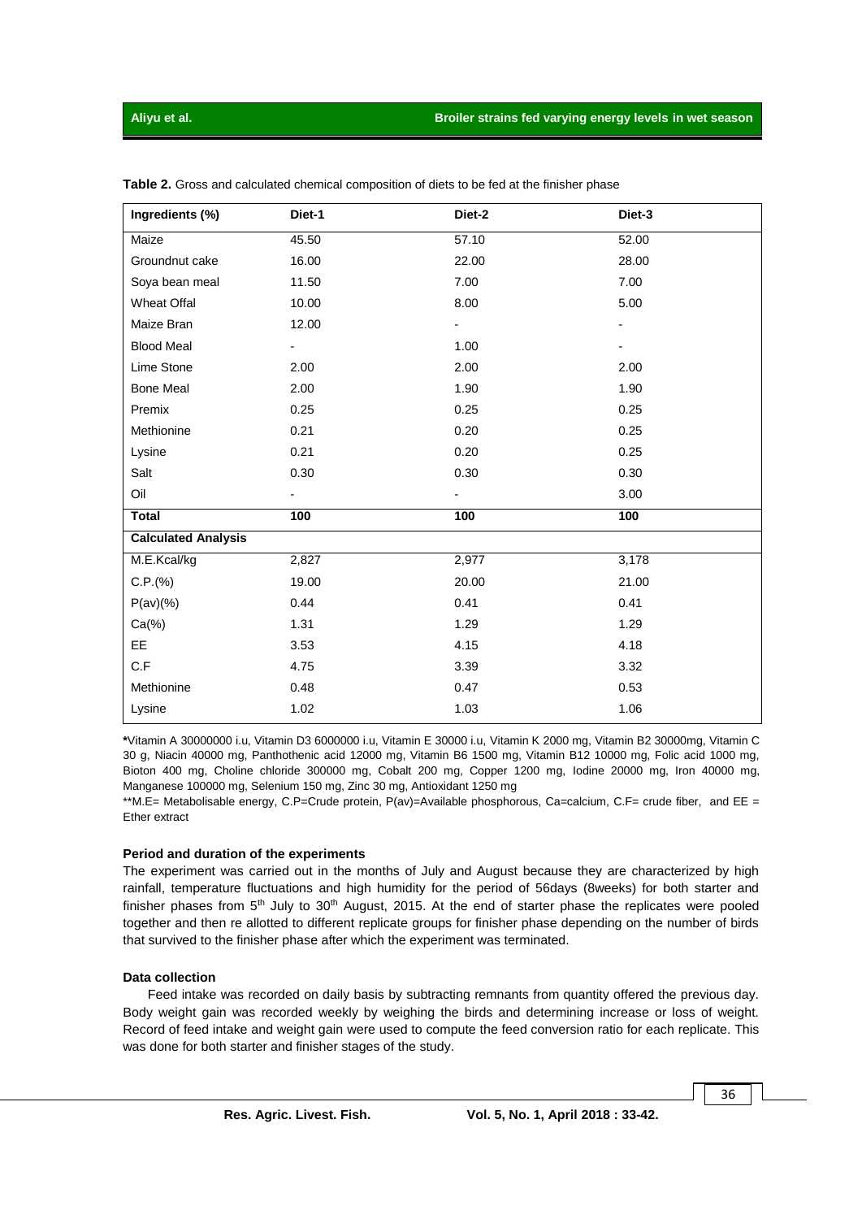**Table 2.** Gross and calculated chemical composition of diets to be fed at the finisher phase

| Ingredients (%) | Diet-1 | Diet-2 | Diet-3 |
|---|---|---|---|
| Maize | 45.50 | 57.10 | 52.00 |
| Groundnut cake | 16.00 | 22.00 | 28.00 |
| Soya bean meal | 11.50 | 7.00 | 7.00 |
| Wheat Offal | 10.00 | 8.00 | 5.00 |
| Maize Bran | 12.00 | - | - |
| Blood Meal | - | 1.00 | - |
| Lime Stone | 2.00 | 2.00 | 2.00 |
| Bone Meal | 2.00 | 1.90 | 1.90 |
| Premix | 0.25 | 0.25 | 0.25 |
| Methionine | 0.21 | 0.20 | 0.25 |
| Lysine | 0.21 | 0.20 | 0.25 |
| Salt | 0.30 | 0.30 | 0.30 |
| Oil | - | - | 3.00 |
| **Total** | **100** | **100** | **100** |
| **Calculated Analysis** | | | |
| M.E.Kcal/kg | 2,827 | 2,977 | 3,178 |
| C.P.(%) | 19.00 | 20.00 | 21.00 |
| P(av)(%) | 0.44 | 0.41 | 0.41 |
| Ca(%) | 1.31 | 1.29 | 1.29 |
| EE | 3.53 | 4.15 | 4.18 |
| C.F | 4.75 | 3.39 | 3.32 |
| Methionine | 0.48 | 0.47 | 0.53 |
| Lysine | 1.02 | 1.03 | 1.06 |

***Vitamin A 30000000 i.u, Vitamin D3 6000000 i.u, Vitamin E 30000 i.u, Vitamin K 2000 mg, Vitamin B2 30000mg, Vitamin C 30 g, Niacin 40000 mg, Panthothenic acid 12000 mg, Vitamin B6 1500 mg, Vitamin B12 10000 mg, Folic acid 1000 mg, Bioton 400 mg, Choline chloride 300000 mg, Cobalt 200 mg, Copper 1200 mg, Iodine 20000 mg, Iron 40000 mg, Manganese 100000 mg, Selenium 150 mg, Zinc 30 mg, Antioxidant 1250 mg

**M.E= Metabolisable energy, C.P=Crude protein, P(av)=Available phosphorous, Ca=calcium, C.F= crude fiber, and EE = Ether extract

#### Period and duration of the experiments

The experiment was carried out in the months of July and August because they are characterized by high rainfall, temperature fluctuations and high humidity for the period of 56days (8weeks) for both starter and finisher phases from 5th July to 30th August, 2015. At the end of starter phase the replicates were pooled together and then re allotted to different replicate groups for finisher phase depending on the number of birds that survived to the finisher phase after which the experiment was terminated.

#### Data collection

Feed intake was recorded on daily basis by subtracting remnants from quantity offered the previous day. Body weight gain was recorded weekly by weighing the birds and determining increase or loss of weight. Record of feed intake and weight gain were used to compute the feed conversion ratio for each replicate. This was done for both starter and finisher stages of the study.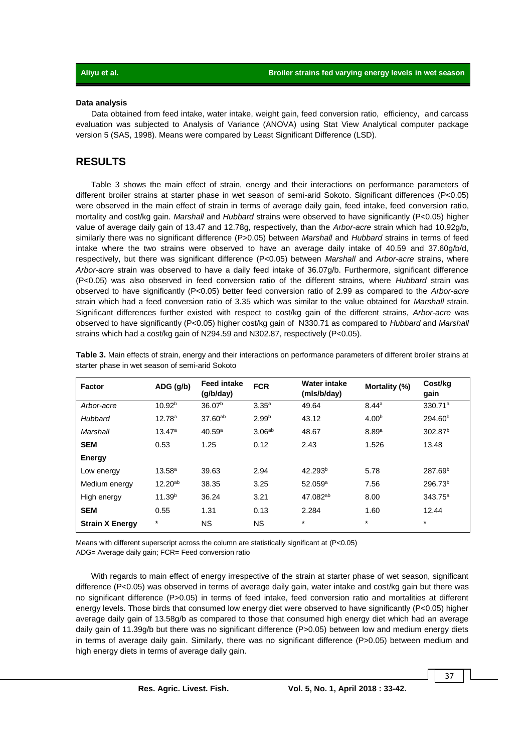### Data analysis

Data obtained from feed intake, water intake, weight gain, feed conversion ratio, efficiency, and carcass evaluation was subjected to Analysis of Variance (ANOVA) using Stat View Analytical computer package version 5 (SAS, 1998). Means were compared by Least Significant Difference (LSD).

## RESULTS

Table 3 shows the main effect of strain, energy and their interactions on performance parameters of different broiler strains at starter phase in wet season of semi-arid Sokoto. Significant differences ($P<0.05$) were observed in the main effect of strain in terms of average daily gain, feed intake, feed conversion ratio, mortality and cost/kg gain. *Marshall* and *Hubbard* strains were observed to have significantly ($P<0.05$) higher value of average daily gain of 13.47 and 12.78g, respectively, than the *Arbor-acre* strain which had 10.92g/b, similarly there was no significant difference ($P>0.05$) between *Marshall* and *Hubbard* strains in terms of feed intake where the two strains were observed to have an average daily intake of 40.59 and 37.60g/b/d, respectively, but there was significant difference ($P<0.05$) between *Marshall* and *Arbor-acre* strains, where *Arbor-acre* strain was observed to have a daily feed intake of 36.07g/b. Furthermore, significant difference ($P<0.05$) was also observed in feed conversion ratio of the different strains, where *Hubbard* strain was observed to have significantly ($P<0.05$) better feed conversion ratio of 2.99 as compared to the *Arbor-acre* strain which had a feed conversion ratio of 3.35 which was similar to the value obtained for *Marshall* strain. Significant differences further existed with respect to cost/kg gain of the different strains, *Arbor-acre* was observed to have significantly ($P<0.05$) higher cost/kg gain of N330.71 as compared to *Hubbard* and *Marshall* strains which had a cost/kg gain of N294.59 and N302.87, respectively ($P<0.05$).

**Table 3.** Main effects of strain, energy and their interactions on performance parameters of different broiler strains at starter phase in wet season of semi-arid Sokoto

| Factor | ADG (g/b) | Feed intake (g/b/day) | FCR | Water intake (mls/b/day) | Mortality (%) | Cost/kg gain |
|---|---|---|---|---|---|---|
| *Arbor-acre* | 10.92$^{b}$ | 36.07$^{b}$ | 3.35$^{a}$ | 49.64 | 8.44$^{a}$ | 330.71$^{a}$ |
| *Hubbard* | 12.78$^{a}$ | 37.60$^{ab}$ | 2.99$^{b}$ | 43.12 | 4.00$^{b}$ | 294.60$^{b}$ |
| *Marshall* | 13.47$^{a}$ | 40.59$^{a}$ | 3.06$^{ab}$ | 48.67 | 8.89$^{a}$ | 302.87$^{b}$ |
| **SEM** | 0.53 | 1.25 | 0.12 | 2.43 | 1.526 | 13.48 |
| **Energy** | | | | | | |
| Low energy | 13.58$^{a}$ | 39.63 | 2.94 | 42.293$^{b}$ | 5.78 | 287.69$^{b}$ |
| Medium energy | 12.20$^{ab}$ | 38.35 | 3.25 | 52.059$^{a}$ | 7.56 | 296.73$^{b}$ |
| High energy | 11.39$^{b}$ | 36.24 | 3.21 | 47.082$^{ab}$ | 8.00 | 343.75$^{a}$ |
| **SEM** | 0.55 | 1.31 | 0.13 | 2.284 | 1.60 | 12.44 |
| **Strain X Energy** | * | NS | NS | * | * | * |

Means with different superscript across the column are statistically significant at ($P<0.05$)
ADG= Average daily gain; FCR= Feed conversion ratio

With regards to main effect of energy irrespective of the strain at starter phase of wet season, significant difference ($P<0.05$) was observed in terms of average daily gain, water intake and cost/kg gain but there was no significant difference ($P>0.05$) in terms of feed intake, feed conversion ratio and mortalities at different energy levels. Those birds that consumed low energy diet were observed to have significantly ($P<0.05$) higher average daily gain of 13.58g/b as compared to those that consumed high energy diet which had an average daily gain of 11.39g/b but there was no significant difference ($P>0.05$) between low and medium energy diets in terms of average daily gain. Similarly, there was no significant difference ($P>0.05$) between medium and high energy diets in terms of average daily gain.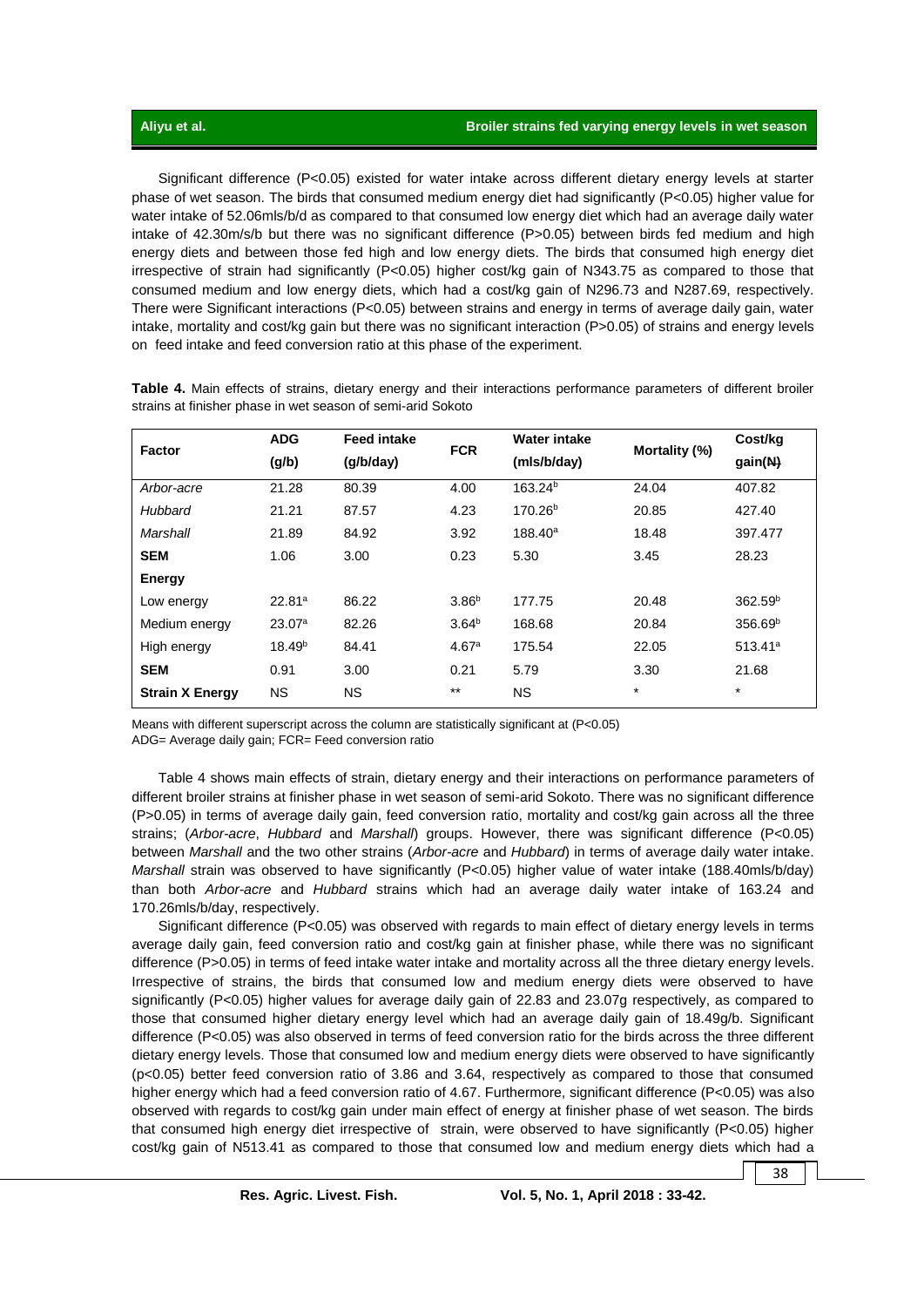Significant difference (P<0.05) existed for water intake across different dietary energy levels at starter phase of wet season. The birds that consumed medium energy diet had significantly (P<0.05) higher value for water intake of 52.06mls/b/d as compared to that consumed low energy diet which had an average daily water intake of 42.30m/s/b but there was no significant difference (P>0.05) between birds fed medium and high energy diets and between those fed high and low energy diets. The birds that consumed high energy diet irrespective of strain had significantly (P<0.05) higher cost/kg gain of N343.75 as compared to those that consumed medium and low energy diets, which had a cost/kg gain of N296.73 and N287.69, respectively. There were Significant interactions (P<0.05) between strains and energy in terms of average daily gain, water intake, mortality and cost/kg gain but there was no significant interaction (P>0.05) of strains and energy levels on feed intake and feed conversion ratio at this phase of the experiment.

**Table 4.** Main effects of strains, dietary energy and their interactions performance parameters of different broiler strains at finisher phase in wet season of semi-arid Sokoto

| Factor | ADG (g/b) | Feed intake (g/b/day) | FCR | Water intake (mls/b/day) | Mortality (%) | Cost/kg gain(₦) |
|---|---|---|---|---|---|---|
| *Arbor-acre* | 21.28 | 80.39 | 4.00 | 163.24[b] | 24.04 | 407.82 |
| *Hubbard* | 21.21 | 87.57 | 4.23 | 170.26[b] | 20.85 | 427.40 |
| *Marshall* | 21.89 | 84.92 | 3.92 | 188.40[a] | 18.48 | 397.477 |
| **SEM** | 1.06 | 3.00 | 0.23 | 5.30 | 3.45 | 28.23 |
| **Energy** | | | | | | |
| Low energy | 22.81[a] | 86.22 | 3.86[b] | 177.75 | 20.48 | 362.59[b] |
| Medium energy | 23.07[a] | 82.26 | 3.64[b] | 168.68 | 20.84 | 356.69[b] |
| High energy | 18.49[b] | 84.41 | 4.67[a] | 175.54 | 22.05 | 513.41[a] |
| **SEM** | 0.91 | 3.00 | 0.21 | 5.79 | 3.30 | 21.68 |
| **Strain X Energy** | NS | NS | ** | NS | * | * |

Means with different superscript across the column are statistically significant at (P<0.05)
ADG= Average daily gain; FCR= Feed conversion ratio

Table 4 shows main effects of strain, dietary energy and their interactions on performance parameters of different broiler strains at finisher phase in wet season of semi-arid Sokoto. There was no significant difference (P>0.05) in terms of average daily gain, feed conversion ratio, mortality and cost/kg gain across all the three strains; (*Arbor-acre*, *Hubbard* and *Marshall*) groups. However, there was significant difference (P<0.05) between *Marshall* and the two other strains (*Arbor-acre* and *Hubbard*) in terms of average daily water intake. *Marshall* strain was observed to have significantly (P<0.05) higher value of water intake (188.40mls/b/day) than both *Arbor-acre* and *Hubbard* strains which had an average daily water intake of 163.24 and 170.26mls/b/day, respectively.

Significant difference (P<0.05) was observed with regards to main effect of dietary energy levels in terms average daily gain, feed conversion ratio and cost/kg gain at finisher phase, while there was no significant difference (P>0.05) in terms of feed intake water intake and mortality across all the three dietary energy levels. Irrespective of strains, the birds that consumed low and medium energy diets were observed to have significantly (P<0.05) higher values for average daily gain of 22.83 and 23.07g respectively, as compared to those that consumed higher dietary energy level which had an average daily gain of 18.49g/b. Significant difference (P<0.05) was also observed in terms of feed conversion ratio for the birds across the three different dietary energy levels. Those that consumed low and medium energy diets were observed to have significantly (p<0.05) better feed conversion ratio of 3.86 and 3.64, respectively as compared to those that consumed higher energy which had a feed conversion ratio of 4.67. Furthermore, significant difference (P<0.05) was also observed with regards to cost/kg gain under main effect of energy at finisher phase of wet season. The birds that consumed high energy diet irrespective of strain, were observed to have significantly (P<0.05) higher cost/kg gain of N513.41 as compared to those that consumed low and medium energy diets which had a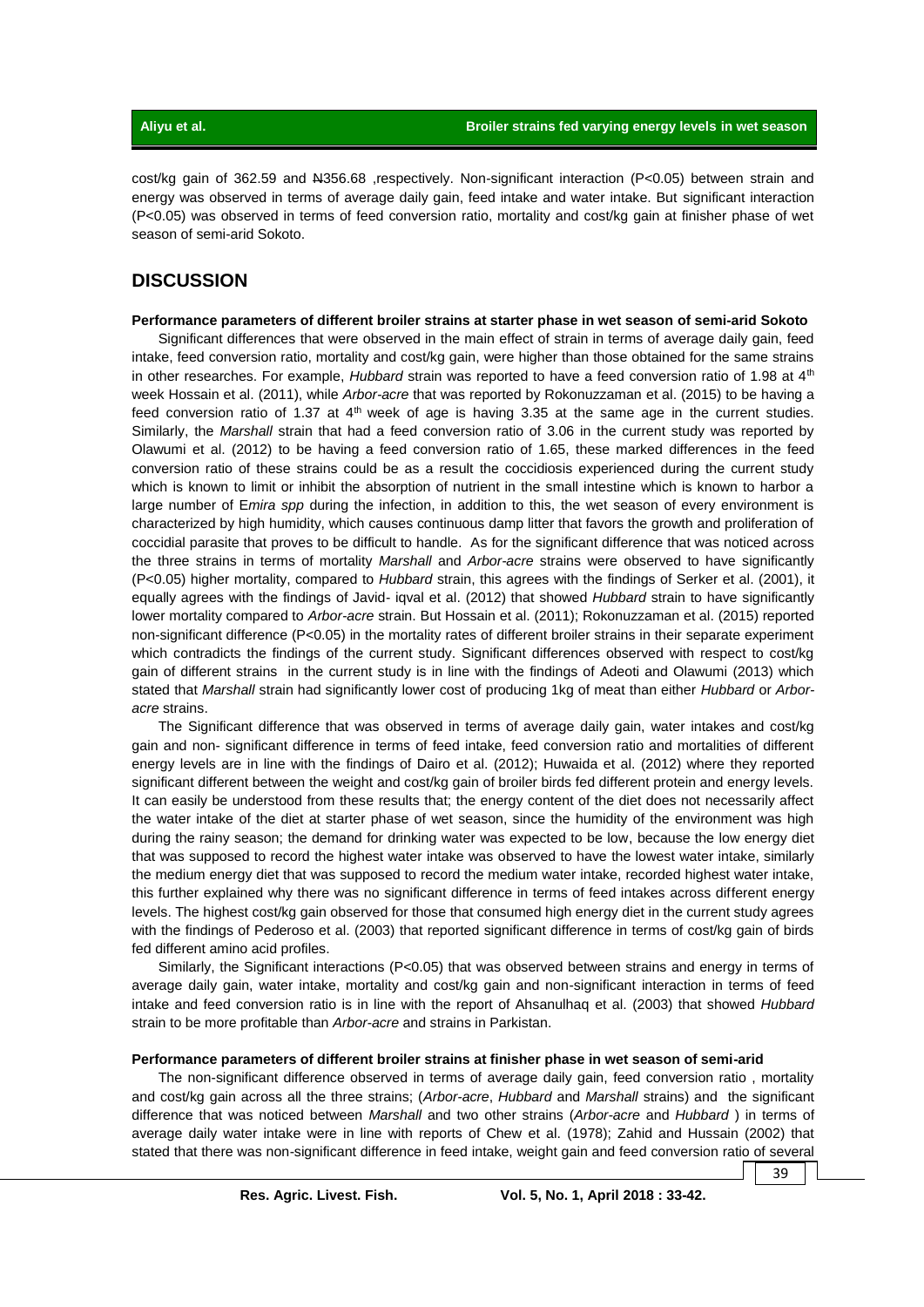cost/kg gain of 362.59 and ₦356.68 ,respectively. Non-significant interaction (P<0.05) between strain and energy was observed in terms of average daily gain, feed intake and water intake. But significant interaction (P<0.05) was observed in terms of feed conversion ratio, mortality and cost/kg gain at finisher phase of wet season of semi-arid Sokoto.

## DISCUSSION

**Performance parameters of different broiler strains at starter phase in wet season of semi-arid Sokoto**

Significant differences that were observed in the main effect of strain in terms of average daily gain, feed intake, feed conversion ratio, mortality and cost/kg gain, were higher than those obtained for the same strains in other researches. For example, *Hubbard* strain was reported to have a feed conversion ratio of 1.98 at 4th week Hossain et al. (2011), while *Arbor-acre* that was reported by Rokonuzzaman et al. (2015) to be having a feed conversion ratio of 1.37 at 4th week of age is having 3.35 at the same age in the current studies. Similarly, the *Marshall* strain that had a feed conversion ratio of 3.06 in the current study was reported by Olawumi et al. (2012) to be having a feed conversion ratio of 1.65, these marked differences in the feed conversion ratio of these strains could be as a result the coccidiosis experienced during the current study which is known to limit or inhibit the absorption of nutrient in the small intestine which is known to harbor a large number of E*mira spp* during the infection, in addition to this, the wet season of every environment is characterized by high humidity, which causes continuous damp litter that favors the growth and proliferation of coccidial parasite that proves to be difficult to handle. As for the significant difference that was noticed across the three strains in terms of mortality *Marshall* and *Arbor-acre* strains were observed to have significantly (P<0.05) higher mortality, compared to *Hubbard* strain, this agrees with the findings of Serker et al. (2001), it equally agrees with the findings of Javid- iqval et al. (2012) that showed *Hubbard* strain to have significantly lower mortality compared to *Arbor-acre* strain. But Hossain et al. (2011); Rokonuzzaman et al. (2015) reported non-significant difference (P<0.05) in the mortality rates of different broiler strains in their separate experiment which contradicts the findings of the current study. Significant differences observed with respect to cost/kg gain of different strains in the current study is in line with the findings of Adeoti and Olawumi (2013) which stated that *Marshall* strain had significantly lower cost of producing 1kg of meat than either *Hubbard* or *Arbor-acre* strains.

The Significant difference that was observed in terms of average daily gain, water intakes and cost/kg gain and non- significant difference in terms of feed intake, feed conversion ratio and mortalities of different energy levels are in line with the findings of Dairo et al. (2012); Huwaida et al. (2012) where they reported significant different between the weight and cost/kg gain of broiler birds fed different protein and energy levels. It can easily be understood from these results that; the energy content of the diet does not necessarily affect the water intake of the diet at starter phase of wet season, since the humidity of the environment was high during the rainy season; the demand for drinking water was expected to be low, because the low energy diet that was supposed to record the highest water intake was observed to have the lowest water intake, similarly the medium energy diet that was supposed to record the medium water intake, recorded highest water intake, this further explained why there was no significant difference in terms of feed intakes across different energy levels. The highest cost/kg gain observed for those that consumed high energy diet in the current study agrees with the findings of Pederoso et al. (2003) that reported significant difference in terms of cost/kg gain of birds fed different amino acid profiles.

Similarly, the Significant interactions (P<0.05) that was observed between strains and energy in terms of average daily gain, water intake, mortality and cost/kg gain and non-significant interaction in terms of feed intake and feed conversion ratio is in line with the report of Ahsanulhaq et al. (2003) that showed *Hubbard* strain to be more profitable than *Arbor-acre* and strains in Parkistan.

**Performance parameters of different broiler strains at finisher phase in wet season of semi-arid**

The non-significant difference observed in terms of average daily gain, feed conversion ratio , mortality and cost/kg gain across all the three strains; (*Arbor-acre*, *Hubbard* and *Marshall* strains) and the significant difference that was noticed between *Marshall* and two other strains (*Arbor-acre* and *Hubbard* ) in terms of average daily water intake were in line with reports of Chew et al. (1978); Zahid and Hussain (2002) that stated that there was non-significant difference in feed intake, weight gain and feed conversion ratio of several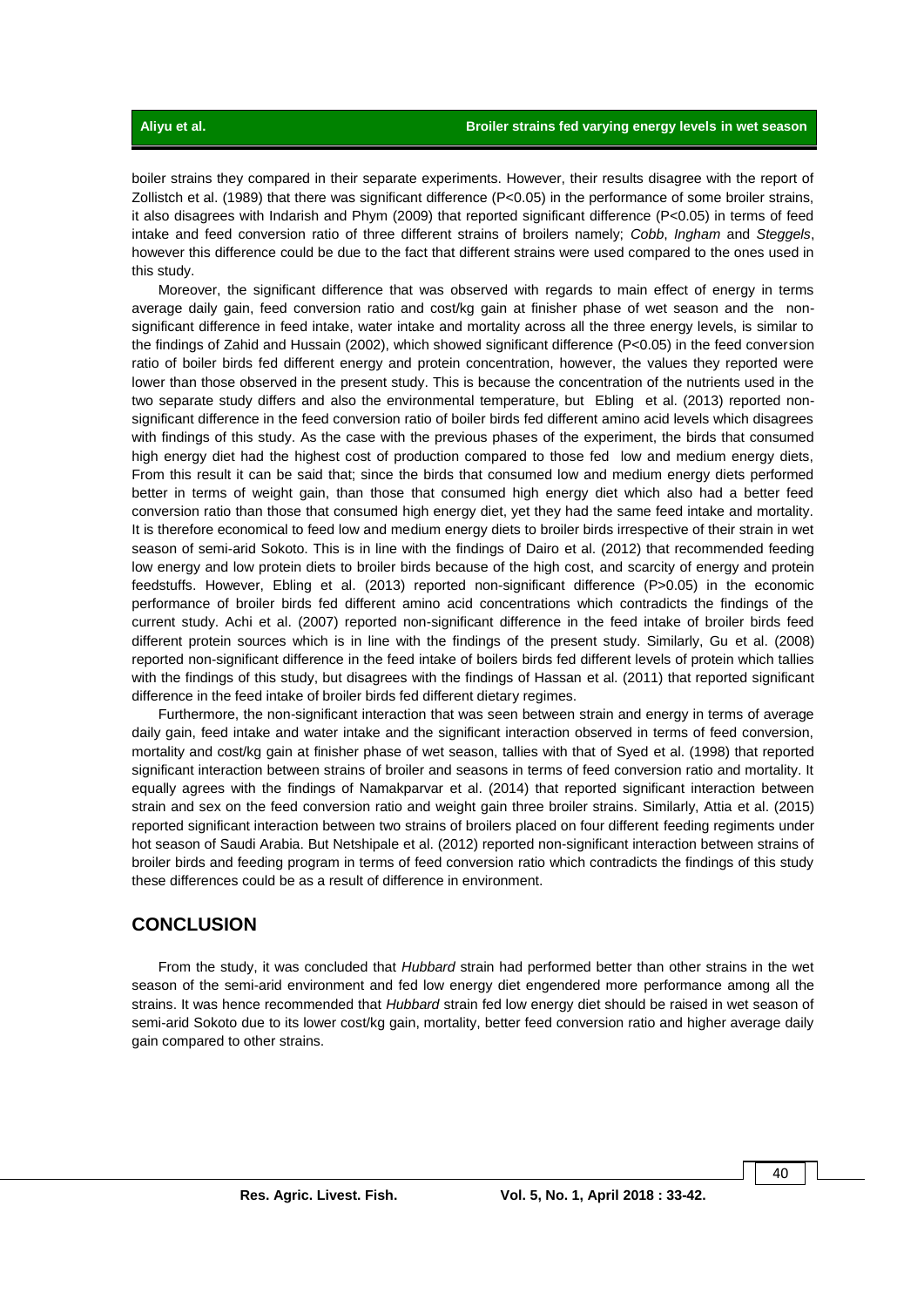boiler strains they compared in their separate experiments. However, their results disagree with the report of Zollistch et al. (1989) that there was significant difference (P<0.05) in the performance of some broiler strains, it also disagrees with Indarish and Phym (2009) that reported significant difference (P<0.05) in terms of feed intake and feed conversion ratio of three different strains of broilers namely; *Cobb*, *Ingham* and *Steggels*, however this difference could be due to the fact that different strains were used compared to the ones used in this study.

Moreover, the significant difference that was observed with regards to main effect of energy in terms average daily gain, feed conversion ratio and cost/kg gain at finisher phase of wet season and the non-significant difference in feed intake, water intake and mortality across all the three energy levels, is similar to the findings of Zahid and Hussain (2002), which showed significant difference (P<0.05) in the feed conversion ratio of boiler birds fed different energy and protein concentration, however, the values they reported were lower than those observed in the present study. This is because the concentration of the nutrients used in the two separate study differs and also the environmental temperature, but Ebling et al. (2013) reported non-significant difference in the feed conversion ratio of boiler birds fed different amino acid levels which disagrees with findings of this study. As the case with the previous phases of the experiment, the birds that consumed high energy diet had the highest cost of production compared to those fed low and medium energy diets, From this result it can be said that; since the birds that consumed low and medium energy diets performed better in terms of weight gain, than those that consumed high energy diet which also had a better feed conversion ratio than those that consumed high energy diet, yet they had the same feed intake and mortality. It is therefore economical to feed low and medium energy diets to broiler birds irrespective of their strain in wet season of semi-arid Sokoto. This is in line with the findings of Dairo et al. (2012) that recommended feeding low energy and low protein diets to broiler birds because of the high cost, and scarcity of energy and protein feedstuffs. However, Ebling et al. (2013) reported non-significant difference (P>0.05) in the economic performance of broiler birds fed different amino acid concentrations which contradicts the findings of the current study. Achi et al. (2007) reported non-significant difference in the feed intake of broiler birds feed different protein sources which is in line with the findings of the present study. Similarly, Gu et al. (2008) reported non-significant difference in the feed intake of boilers birds fed different levels of protein which tallies with the findings of this study, but disagrees with the findings of Hassan et al. (2011) that reported significant difference in the feed intake of broiler birds fed different dietary regimes.

Furthermore, the non-significant interaction that was seen between strain and energy in terms of average daily gain, feed intake and water intake and the significant interaction observed in terms of feed conversion, mortality and cost/kg gain at finisher phase of wet season, tallies with that of Syed et al. (1998) that reported significant interaction between strains of broiler and seasons in terms of feed conversion ratio and mortality. It equally agrees with the findings of Namakparvar et al. (2014) that reported significant interaction between strain and sex on the feed conversion ratio and weight gain three broiler strains. Similarly, Attia et al. (2015) reported significant interaction between two strains of broilers placed on four different feeding regiments under hot season of Saudi Arabia. But Netshipale et al. (2012) reported non-significant interaction between strains of broiler birds and feeding program in terms of feed conversion ratio which contradicts the findings of this study these differences could be as a result of difference in environment.

## CONCLUSION

From the study, it was concluded that *Hubbard* strain had performed better than other strains in the wet season of the semi-arid environment and fed low energy diet engendered more performance among all the strains. It was hence recommended that *Hubbard* strain fed low energy diet should be raised in wet season of semi-arid Sokoto due to its lower cost/kg gain, mortality, better feed conversion ratio and higher average daily gain compared to other strains.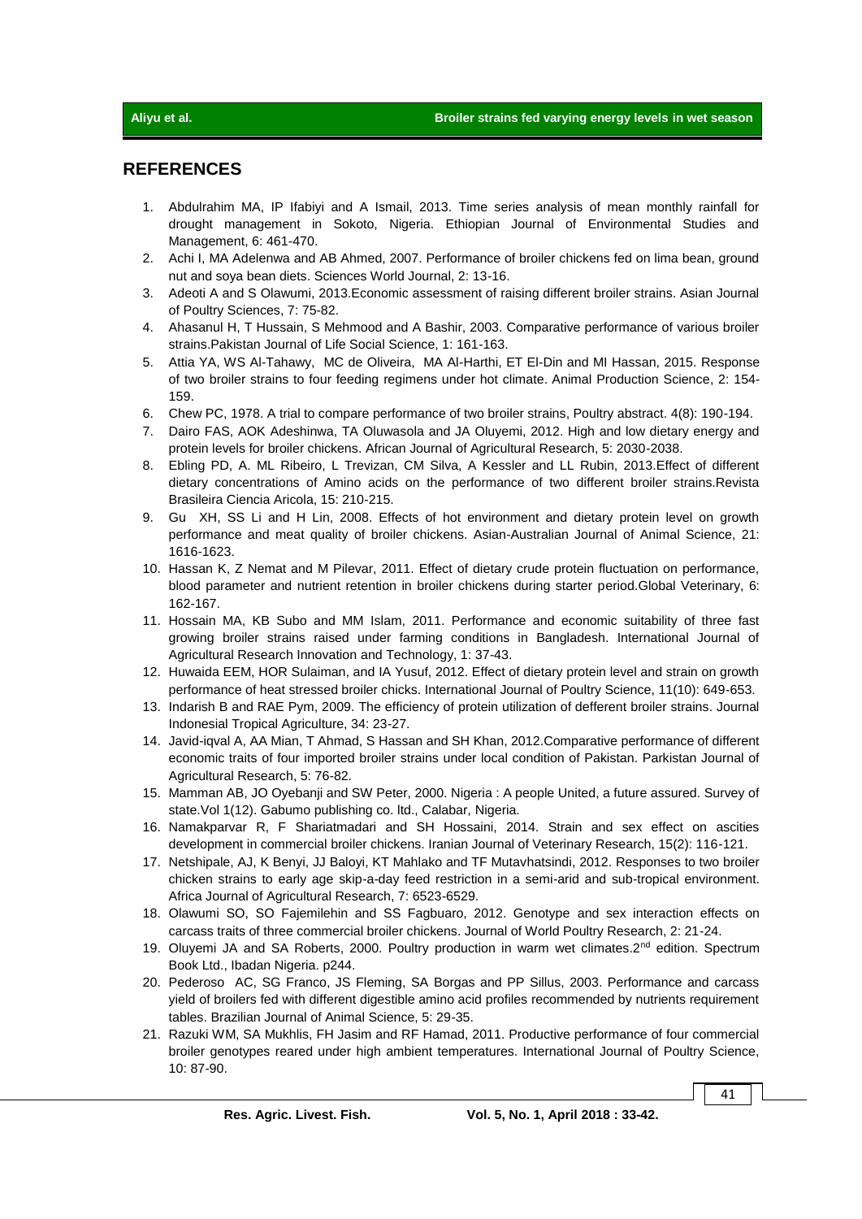## REFERENCES

1. Abdulrahim MA, IP Ifabiyi and A Ismail, 2013. Time series analysis of mean monthly rainfall for drought management in Sokoto, Nigeria. Ethiopian Journal of Environmental Studies and Management, 6: 461-470.
2. Achi I, MA Adelenwa and AB Ahmed, 2007. Performance of broiler chickens fed on lima bean, ground nut and soya bean diets. Sciences World Journal, 2: 13-16.
3. Adeoti A and S Olawumi, 2013.Economic assessment of raising different broiler strains. Asian Journal of Poultry Sciences, 7: 75-82.
4. Ahasanul H, T Hussain, S Mehmood and A Bashir, 2003. Comparative performance of various broiler strains.Pakistan Journal of Life Social Science, 1: 161-163.
5. Attia YA, WS Al-Tahawy, MC de Oliveira, MA Al-Harthi, ET El-Din and MI Hassan, 2015. Response of two broiler strains to four feeding regimens under hot climate. Animal Production Science, 2: 154-159.
6. Chew PC, 1978. A trial to compare performance of two broiler strains, Poultry abstract. 4(8): 190-194.
7. Dairo FAS, AOK Adeshinwa, TA Oluwasola and JA Oluyemi, 2012. High and low dietary energy and protein levels for broiler chickens. African Journal of Agricultural Research, 5: 2030-2038.
8. Ebling PD, A. ML Ribeiro, L Trevizan, CM Silva, A Kessler and LL Rubin, 2013.Effect of different dietary concentrations of Amino acids on the performance of two different broiler strains.Revista Brasileira Ciencia Aricola, 15: 210-215.
9. Gu XH, SS Li and H Lin, 2008. Effects of hot environment and dietary protein level on growth performance and meat quality of broiler chickens. Asian-Australian Journal of Animal Science, 21: 1616-1623.
10. Hassan K, Z Nemat and M Pilevar, 2011. Effect of dietary crude protein fluctuation on performance, blood parameter and nutrient retention in broiler chickens during starter period.Global Veterinary, 6: 162-167.
11. Hossain MA, KB Subo and MM Islam, 2011. Performance and economic suitability of three fast growing broiler strains raised under farming conditions in Bangladesh. International Journal of Agricultural Research Innovation and Technology, 1: 37-43.
12. Huwaida EEM, HOR Sulaiman, and IA Yusuf, 2012. Effect of dietary protein level and strain on growth performance of heat stressed broiler chicks. International Journal of Poultry Science, 11(10): 649-653.
13. Indarish B and RAE Pym, 2009. The efficiency of protein utilization of defferent broiler strains. Journal Indonesial Tropical Agriculture, 34: 23-27.
14. Javid-iqval A, AA Mian, T Ahmad, S Hassan and SH Khan, 2012.Comparative performance of different economic traits of four imported broiler strains under local condition of Pakistan. Parkistan Journal of Agricultural Research, 5: 76-82.
15. Mamman AB, JO Oyebanji and SW Peter, 2000. Nigeria : A people United, a future assured. Survey of state.Vol 1(12). Gabumo publishing co. ltd., Calabar, Nigeria.
16. Namakparvar R, F Shariatmadari and SH Hossaini, 2014. Strain and sex effect on ascities development in commercial broiler chickens. Iranian Journal of Veterinary Research, 15(2): 116-121.
17. Netshipale, AJ, K Benyi, JJ Baloyi, KT Mahlako and TF Mutavhatsindi, 2012. Responses to two broiler chicken strains to early age skip-a-day feed restriction in a semi-arid and sub-tropical environment. Africa Journal of Agricultural Research, 7: 6523-6529.
18. Olawumi SO, SO Fajemilehin and SS Fagbuaro, 2012. Genotype and sex interaction effects on carcass traits of three commercial broiler chickens. Journal of World Poultry Research, 2: 21-24.
19. Oluyemi JA and SA Roberts, 2000. Poultry production in warm wet climates.2nd edition. Spectrum Book Ltd., Ibadan Nigeria. p244.
20. Pederoso AC, SG Franco, JS Fleming, SA Borgas and PP Sillus, 2003. Performance and carcass yield of broilers fed with different digestible amino acid profiles recommended by nutrients requirement tables. Brazilian Journal of Animal Science, 5: 29-35.
21. Razuki WM, SA Mukhlis, FH Jasim and RF Hamad, 2011. Productive performance of four commercial broiler genotypes reared under high ambient temperatures. International Journal of Poultry Science, 10: 87-90.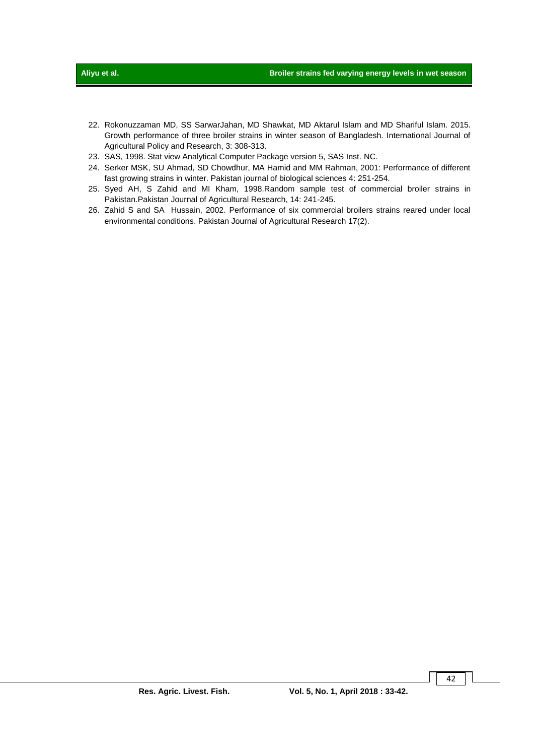22. Rokonuzzaman MD, SS SarwarJahan, MD Shawkat, MD Aktarul Islam and MD Shariful Islam. 2015. Growth performance of three broiler strains in winter season of Bangladesh. International Journal of Agricultural Policy and Research, 3: 308-313.
23. SAS, 1998. Stat view Analytical Computer Package version 5, SAS Inst. NC.
24. Serker MSK, SU Ahmad, SD Chowdhur, MA Hamid and MM Rahman, 2001: Performance of different fast growing strains in winter. Pakistan journal of biological sciences 4: 251-254.
25. Syed AH, S Zahid and MI Kham, 1998.Random sample test of commercial broiler strains in Pakistan.Pakistan Journal of Agricultural Research, 14: 241-245.
26. Zahid S and SA Hussain, 2002. Performance of six commercial broilers strains reared under local environmental conditions. Pakistan Journal of Agricultural Research 17(2).